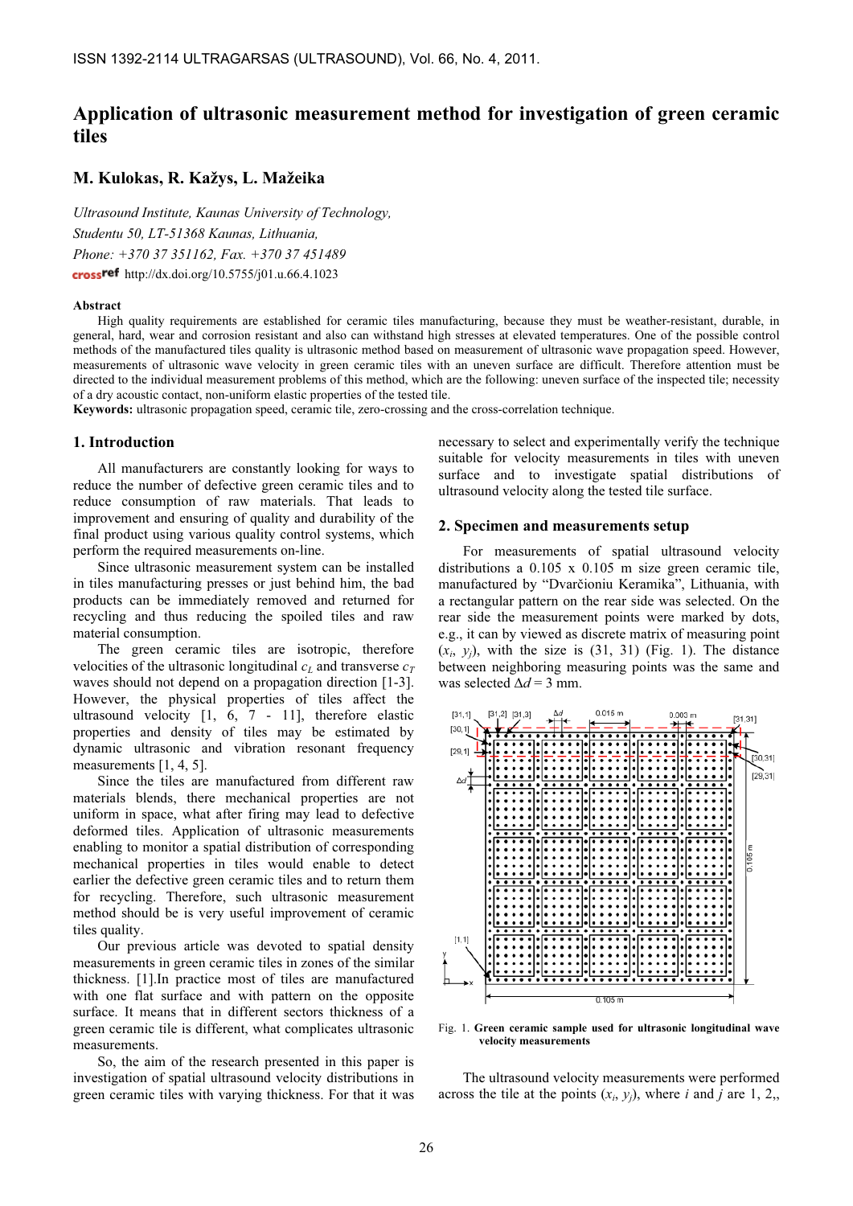# Application of ultrasonic measurement method for investigation of green ceramic tiles

## M. Kulokas, R. Kažys, L. Mažeika

*Ultrasound Institute, Kaunas University of Technology,*
*Studentu 50, LT-51368 Kaunas, Lithuania,*
*Phone: +370 37 351162, Fax. +370 37 451489*
http://dx.doi.org/10.5755/j01.u.66.4.1023

**Abstract**

High quality requirements are established for ceramic tiles manufacturing, because they must be weather-resistant, durable, in general, hard, wear and corrosion resistant and also can withstand high stresses at elevated temperatures. One of the possible control methods of the manufactured tiles quality is ultrasonic method based on measurement of ultrasonic wave propagation speed. However, measurements of ultrasonic wave velocity in green ceramic tiles with an uneven surface are difficult. Therefore attention must be directed to the individual measurement problems of this method, which are the following: uneven surface of the inspected tile; necessity of a dry acoustic contact, non-uniform elastic properties of the tested tile.

**Keywords:** ultrasonic propagation speed, ceramic tile, zero-crossing and the cross-correlation technique.

## 1. Introduction

All manufacturers are constantly looking for ways to reduce the number of defective green ceramic tiles and to reduce consumption of raw materials. That leads to improvement and ensuring of quality and durability of the final product using various quality control systems, which perform the required measurements on-line.

Since ultrasonic measurement system can be installed in tiles manufacturing presses or just behind him, the bad products can be immediately removed and returned for recycling and thus reducing the spoiled tiles and raw material consumption.

The green ceramic tiles are isotropic, therefore velocities of the ultrasonic longitudinal $c_L$ and transverse $c_T$ waves should not depend on a propagation direction [1-3]. However, the physical properties of tiles affect the ultrasound velocity [1, 6, 7 - 11], therefore elastic properties and density of tiles may be estimated by dynamic ultrasonic and vibration resonant frequency measurements [1, 4, 5].

Since the tiles are manufactured from different raw materials blends, there mechanical properties are not uniform in space, what after firing may lead to defective deformed tiles. Application of ultrasonic measurements enabling to monitor a spatial distribution of corresponding mechanical properties in tiles would enable to detect earlier the defective green ceramic tiles and to return them for recycling. Therefore, such ultrasonic measurement method should be is very useful improvement of ceramic tiles quality.

Our previous article was devoted to spatial density measurements in green ceramic tiles in zones of the similar thickness. [1].In practice most of tiles are manufactured with one flat surface and with pattern on the opposite surface. It means that in different sectors thickness of a green ceramic tile is different, what complicates ultrasonic measurements.

So, the aim of the research presented in this paper is investigation of spatial ultrasound velocity distributions in green ceramic tiles with varying thickness. For that it was necessary to select and experimentally verify the technique suitable for velocity measurements in tiles with uneven surface and to investigate spatial distributions of ultrasound velocity along the tested tile surface.

## 2. Specimen and measurements setup

For measurements of spatial ultrasound velocity distributions a 0.105 x 0.105 m size green ceramic tile, manufactured by "Dvarčioniu Keramika", Lithuania, with a rectangular pattern on the rear side was selected. On the rear side the measurement points were marked by dots, e.g., it can by viewed as discrete matrix of measuring point ($x_i$, $y_j$), with the size is (31, 31) (Fig. 1). The distance between neighboring measuring points was the same and was selected $\Delta d$ = 3 mm.

[31,1] [31,2] [31,3] Δd 0.015 m 0.003 m [31,31]
[30,1]
[29,1]
[30,31]
[29,31]
Δd
0.105 m
[1,1]
y
x
0.105 m

Fig. 1. **Green ceramic sample used for ultrasonic longitudinal wave velocity measurements**

The ultrasound velocity measurements were performed across the tile at the points ($x_i$, $y_j$), where $i$ and $j$ are 1, 2,,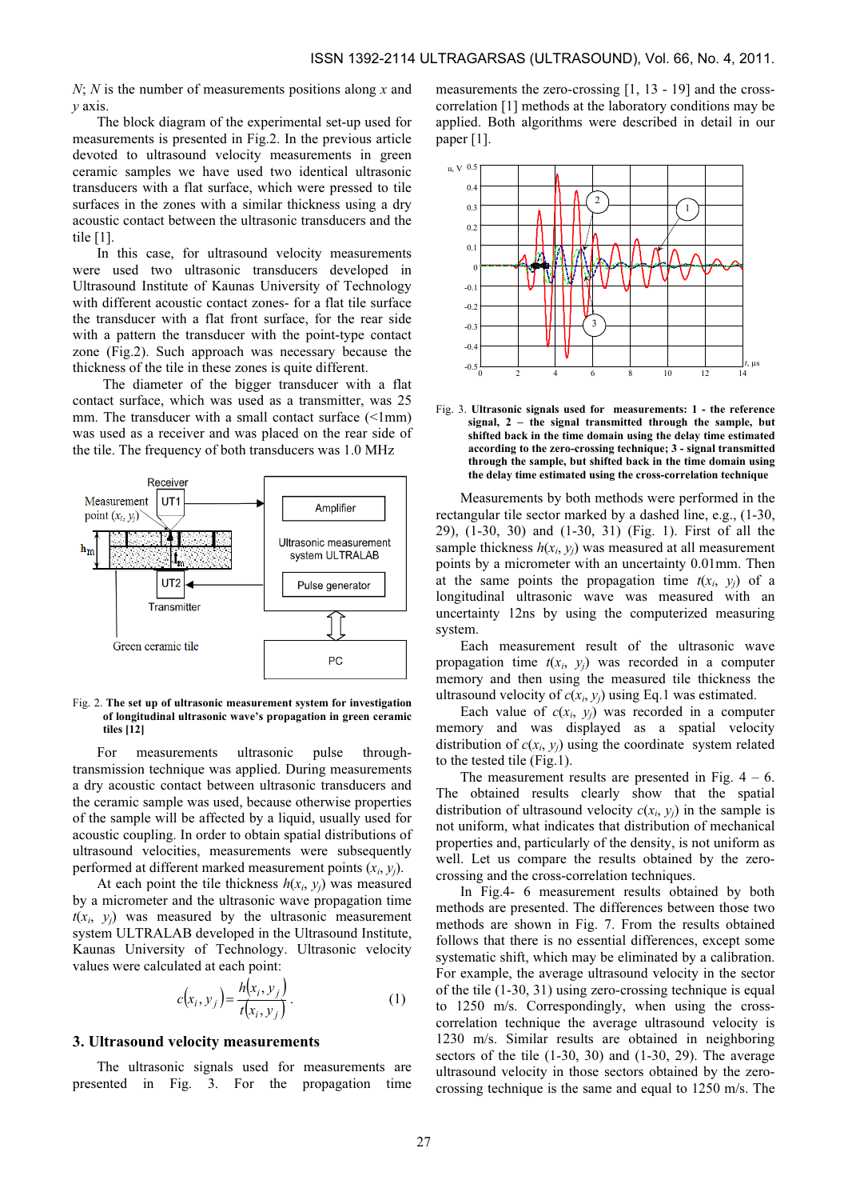$N$; $N$ is the number of measurements positions along $x$ and $y$ axis.

The block diagram of the experimental set-up used for measurements is presented in Fig.2. In the previous article devoted to ultrasound velocity measurements in green ceramic samples we have used two identical ultrasonic transducers with a flat surface, which were pressed to tile surfaces in the zones with a similar thickness using a dry acoustic contact between the ultrasonic transducers and the tile [1].

In this case, for ultrasound velocity measurements were used two ultrasonic transducers developed in Ultrasound Institute of Kaunas University of Technology with different acoustic contact zones- for a flat tile surface the transducer with a flat front surface, for the rear side with a pattern the transducer with the point-type contact zone (Fig.2). Such approach was necessary because the thickness of the tile in these zones is quite different.

The diameter of the bigger transducer with a flat contact surface, which was used as a transmitter, was 25 mm. The transducer with a small contact surface (<1mm) was used as a receiver and was placed on the rear side of the tile. The frequency of both transducers was 1.0 MHz

Fig. 2. **The set up of ultrasonic measurement system for investigation of longitudinal ultrasonic wave's propagation in green ceramic tiles [12]**

For measurements ultrasonic pulse through-transmission technique was applied. During measurements a dry acoustic contact between ultrasonic transducers and the ceramic sample was used, because otherwise properties of the sample will be affected by a liquid, usually used for acoustic coupling. In order to obtain spatial distributions of ultrasound velocities, measurements were subsequently performed at different marked measurement points $(x_i, y_j)$.

At each point the tile thickness $h(x_i, y_j)$ was measured by a micrometer and the ultrasonic wave propagation time $t(x_i, y_j)$ was measured by the ultrasonic measurement system ULTRALAB developed in the Ultrasound Institute, Kaunas University of Technology. Ultrasonic velocity values were calculated at each point:

$$c(x_i, y_j) = \frac{h(x_i, y_j)}{t(x_i, y_j)}. \tag{1}$$

## 3. Ultrasound velocity measurements

The ultrasonic signals used for measurements are presented in Fig. 3. For the propagation time measurements the zero-crossing [1, 13 - 19] and the cross-correlation [1] methods at the laboratory conditions may be applied. Both algorithms were described in detail in our paper [1].

Fig. 3. **Ultrasonic signals used for measurements: 1 - the reference signal, 2 – the signal transmitted through the sample, but shifted back in the time domain using the delay time estimated according to the zero-crossing technique; 3 - signal transmitted through the sample, but shifted back in the time domain using the delay time estimated using the cross-correlation technique**

Measurements by both methods were performed in the rectangular tile sector marked by a dashed line, e.g., (1-30, 29), (1-30, 30) and (1-30, 31) (Fig. 1). First of all the sample thickness $h(x_i, y_j)$ was measured at all measurement points by a micrometer with an uncertainty 0.01mm. Then at the same points the propagation time $t(x_i, y_j)$ of a longitudinal ultrasonic wave was measured with an uncertainty 12ns by using the computerized measuring system.

Each measurement result of the ultrasonic wave propagation time $t(x_i, y_j)$ was recorded in a computer memory and then using the measured tile thickness the ultrasound velocity of $c(x_i, y_j)$ using Eq.1 was estimated.

Each value of $c(x_i, y_j)$ was recorded in a computer memory and was displayed as a spatial velocity distribution of $c(x_i, y_j)$ using the coordinate system related to the tested tile (Fig.1).

The measurement results are presented in Fig. 4 – 6. The obtained results clearly show that the spatial distribution of ultrasound velocity $c(x_i, y_j)$ in the sample is not uniform, what indicates that distribution of mechanical properties and, particularly of the density, is not uniform as well. Let us compare the results obtained by the zero-crossing and the cross-correlation techniques.

In Fig.4- 6 measurement results obtained by both methods are presented. The differences between those two methods are shown in Fig. 7. From the results obtained follows that there is no essential differences, except some systematic shift, which may be eliminated by a calibration. For example, the average ultrasound velocity in the sector of the tile (1-30, 31) using zero-crossing technique is equal to 1250 m/s. Correspondingly, when using the cross-correlation technique the average ultrasound velocity is 1230 m/s. Similar results are obtained in neighboring sectors of the tile (1-30, 30) and (1-30, 29). The average ultrasound velocity in those sectors obtained by the zero-crossing technique is the same and equal to 1250 m/s. The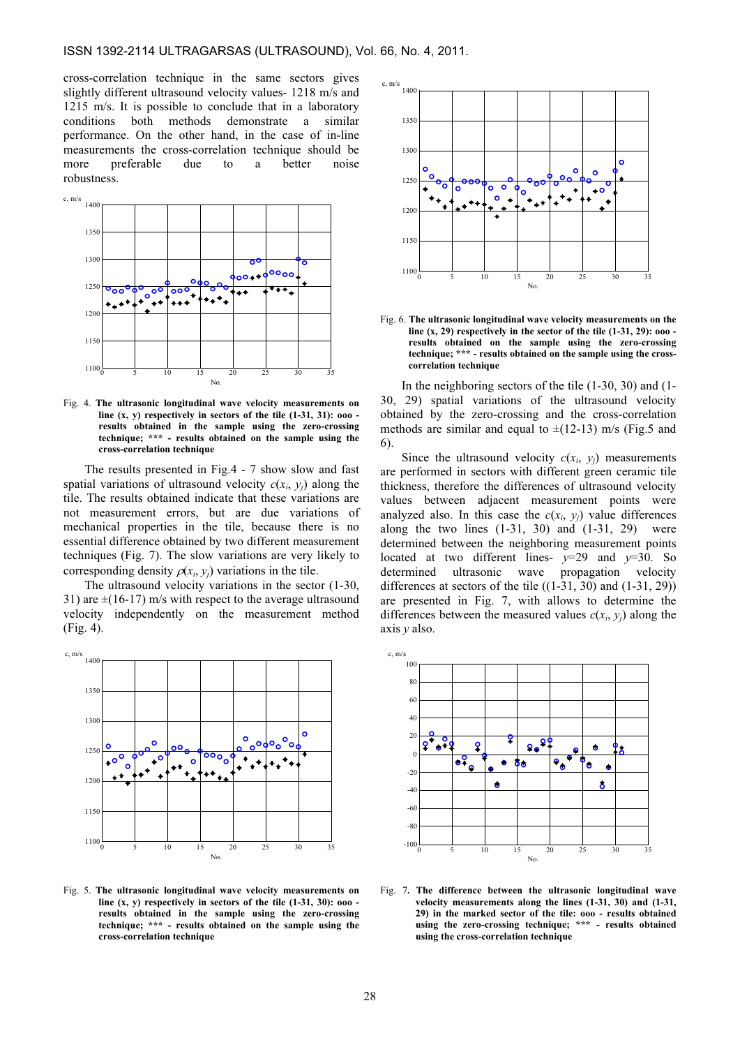cross-correlation technique in the same sectors gives slightly different ultrasound velocity values- 1218 m/s and 1215 m/s. It is possible to conclude that in a laboratory conditions both methods demonstrate a similar performance. On the other hand, in the case of in-line measurements the cross-correlation technique should be more preferable due to a better noise robustness.

c, m/s
1400
1350
1300
1250
1200
1150
1100
0 5 10 15 20 25 30 35
No.

Fig. 4. **The ultrasonic longitudinal wave velocity measurements on line (x, y) respectively in sectors of the tile (1-31, 31): ooo - results obtained in the sample using the zero-crossing technique; \*\*\* - results obtained on the sample using the cross-correlation technique**

The results presented in Fig.4 - 7 show slow and fast spatial variations of ultrasound velocity $c(x_i, y_j)$ along the tile. The results obtained indicate that these variations are not measurement errors, but are due variations of mechanical properties in the tile, because there is no essential difference obtained by two different measurement techniques (Fig. 7). The slow variations are very likely to corresponding density $\rho(x_i, y_j)$ variations in the tile.

The ultrasound velocity variations in the sector (1-30, 31) are ±(16-17) m/s with respect to the average ultrasound velocity independently on the measurement method (Fig. 4).

c, m/s
1400
1350
1300
1250
1200
1150
1100
0 5 10 15 20 25 30 35
No.

Fig. 5. **The ultrasonic longitudinal wave velocity measurements on line (x, y) respectively in sectors of the tile (1-31, 30): ooo - results obtained in the sample using the zero-crossing technique; \*\*\* - results obtained on the sample using the cross-correlation technique**

c, m/s
1400
1350
1300
1250
1200
1150
1100
0 5 10 15 20 25 30 35
No.

Fig. 6. **The ultrasonic longitudinal wave velocity measurements on the line (x, 29) respectively in the sector of the tile (1-31, 29): ooo - results obtained on the sample using the zero-crossing technique; \*\*\* - results obtained on the sample using the cross-correlation technique**

In the neighboring sectors of the tile (1-30, 30) and (1-30, 29) spatial variations of the ultrasound velocity obtained by the zero-crossing and the cross-correlation methods are similar and equal to ±(12-13) m/s (Fig.5 and 6).

Since the ultrasound velocity $c(x_i, y_j)$ measurements are performed in sectors with different green ceramic tile thickness, therefore the differences of ultrasound velocity values between adjacent measurement points were analyzed also. In this case the $c(x_i, y_j)$ value differences along the two lines (1-31, 30) and (1-31, 29) were determined between the neighboring measurement points located at two different lines- $y$=29 and $y$=30. So determined ultrasonic wave propagation velocity differences at sectors of the tile ((1-31, 30) and (1-31, 29)) are presented in Fig. 7, with allows to determine the differences between the measured values $c(x_i, y_j)$ along the axis $y$ also.

c, m/s
100
80
60
40
20
0
-20
-40
-60
-80
-100
0 5 10 15 20 25 30 35
No.

Fig. 7**. The difference between the ultrasonic longitudinal wave velocity measurements along the lines (1-31, 30) and (1-31, 29) in the marked sector of the tile: ooo - results obtained using the zero-crossing technique; \*\*\* - results obtained using the cross-correlation technique**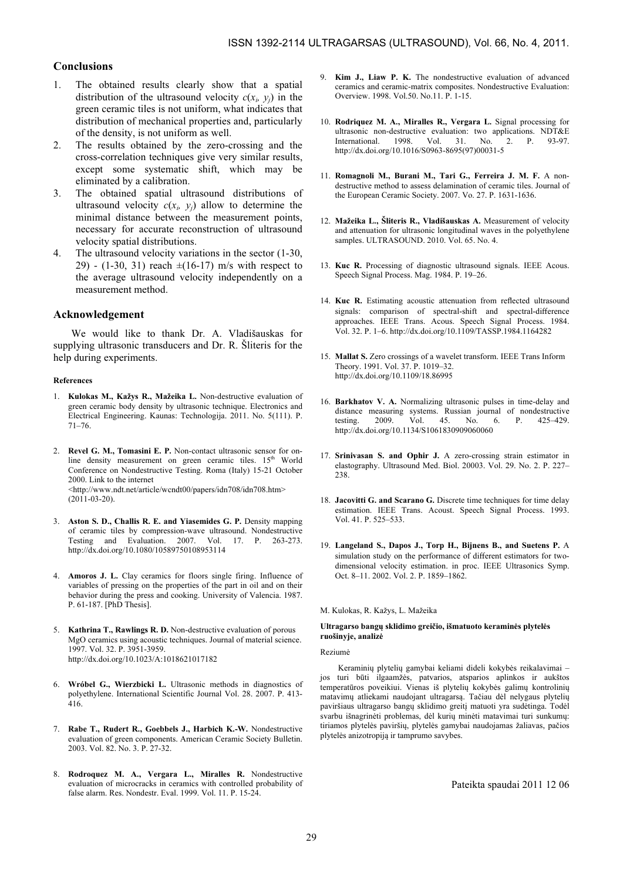## Conclusions

1. The obtained results clearly show that a spatial distribution of the ultrasound velocity $c(x_i, y_j)$ in the green ceramic tiles is not uniform, what indicates that distribution of mechanical properties and, particularly of the density, is not uniform as well.
2. The results obtained by the zero-crossing and the cross-correlation techniques give very similar results, except some systematic shift, which may be eliminated by a calibration.
3. The obtained spatial ultrasound distributions of ultrasound velocity $c(x_i, y_j)$ allow to determine the minimal distance between the measurement points, necessary for accurate reconstruction of ultrasound velocity spatial distributions.
4. The ultrasound velocity variations in the sector (1-30, 29) - (1-30, 31) reach $\pm$(16-17) m/s with respect to the average ultrasound velocity independently on a measurement method.

## Acknowledgement

We would like to thank Dr. A. Vladišauskas for supplying ultrasonic transducers and Dr. R. Šliteris for the help during experiments.

#### References

1. **Kulokas M., Kažys R., Mažeika L.** Non-destructive evaluation of green ceramic body density by ultrasonic technique. Electronics and Electrical Engineering. Kaunas: Technologija. 2011. No. 5(111). P. 71–76.
2. **Revel G. M., Tomasini E. P.** Non-contact ultrasonic sensor for on-line density measurement on green ceramic tiles. 15th World Conference on Nondestructive Testing. Roma (Italy) 15-21 October 2000. Link to the internet <http://www.ndt.net/article/wcndt00/papers/idn708/idn708.htm> (2011-03-20).
3. **Aston S. D., Challis R. E. and Yiasemides G. P.** Density mapping of ceramic tiles by compression-wave ultrasound. Nondestructive Testing and Evaluation. 2007. Vol. 17. P. 263-273. http://dx.doi.org/10.1080/10589750108953114
4. **Amoros J. L.** Clay ceramics for floors single firing. Influence of variables of pressing on the properties of the part in oil and on their behavior during the press and cooking. University of Valencia. 1987. P. 61-187. [PhD Thesis].
5. **Kathrina T., Rawlings R. D.** Non-destructive evaluation of porous MgO ceramics using acoustic techniques. Journal of material science. 1997. Vol. 32. P. 3951-3959. http://dx.doi.org/10.1023/A:1018621017182
6. **Wróbel G., Wierzbicki L.** Ultrasonic methods in diagnostics of polyethylene. International Scientific Journal Vol. 28. 2007. P. 413-416.
7. **Rabe T., Rudert R., Goebbels J., Harbich K.-W.** Nondestructive evaluation of green components. American Ceramic Society Bulletin. 2003. Vol. 82. No. 3. P. 27-32.
8. **Rodroquez M. A., Vergara L., Miralles R.** Nondestructive evaluation of microcracks in ceramics with controlled probability of false alarm. Res. Nondestr. Eval. 1999. Vol. 11. P. 15-24.
9. **Kim J., Liaw P. K.** The nondestructive evaluation of advanced ceramics and ceramic-matrix composites. Nondestructive Evaluation: Overview. 1998. Vol.50. No.11. P. 1-15.
10. **Rodriquez M. A., Miralles R., Vergara L.** Signal processing for ultrasonic non-destructive evaluation: two applications. NDT&E International. 1998. Vol. 31. No. 2. P. 93-97. http://dx.doi.org/10.1016/S0963-8695(97)00031-5
11. **Romagnoli M., Burani M., Tari G., Ferreira J. M. F.** A non-destructive method to assess delamination of ceramic tiles. Journal of the European Ceramic Society. 2007. Vo. 27. P. 1631-1636.
12. **Mažeika L., Šliteris R., Vladišauskas A.** Measurement of velocity and attenuation for ultrasonic longitudinal waves in the polyethylene samples. ULTRASOUND. 2010. Vol. 65. No. 4.
13. **Kuc R.** Processing of diagnostic ultrasound signals. IEEE Acous. Speech Signal Process. Mag. 1984. P. 19–26.
14. **Kuc R.** Estimating acoustic attenuation from reflected ultrasound signals: comparison of spectral-shift and spectral-difference approaches. IEEE Trans. Acous. Speech Signal Process. 1984. Vol. 32. P. 1–6. http://dx.doi.org/10.1109/TASSP.1984.1164282
15. **Mallat S.** Zero crossings of a wavelet transform. IEEE Trans Inform Theory. 1991. Vol. 37. P. 1019–32. http://dx.doi.org/10.1109/18.86995
16. **Barkhatov V. A.** Normalizing ultrasonic pulses in time-delay and distance measuring systems. Russian journal of nondestructive testing. 2009. Vol. 45. No. 6. P. 425–429. http://dx.doi.org/10.1134/S1061830909060060
17. **Srinivasan S. and Ophir J.** A zero-crossing strain estimator in elastography. Ultrasound Med. Biol. 20003. Vol. 29. No. 2. P. 227–238.
18. **Jacovitti G. and Scarano G.** Discrete time techniques for time delay estimation. IEEE Trans. Acoust. Speech Signal Process. 1993. Vol. 41. P. 525–533.
19. **Langeland S., Dapos J., Torp H., Bijnens B., and Suetens P.** A simulation study on the performance of different estimators for two-dimensional velocity estimation. in proc. IEEE Ultrasonics Symp. Oct. 8–11. 2002. Vol. 2. P. 1859–1862.

M. Kulokas, R. Kažys, L. Mažeika

**Ultragarso bangų sklidimo greičio, išmatuoto keraminės plytelės ruošinyje, analizė**

Reziumė

Keraminių plytelių gamybai keliami dideli kokybės reikalavimai – jos turi būti ilgaamžės, patvarios, atsparios aplinkos ir aukštos temperatūros poveikiui. Vienas iš plytelių kokybės galimų kontrolinių matavimų atliekami naudojant ultragarsą. Tačiau dėl nelygaus plytelių paviršiaus ultragarso bangų sklidimo greitį matuoti yra sudėtinga. Todėl svarbu išnagrinėti problemas, dėl kurių minėti matavimai turi sunkumų: tiriamos plytelės paviršių, plytelės gamybai naudojamas žaliavas, pačios plytelės anizotropiją ir tamprumo savybes.

Pateikta spaudai 2011 12 06